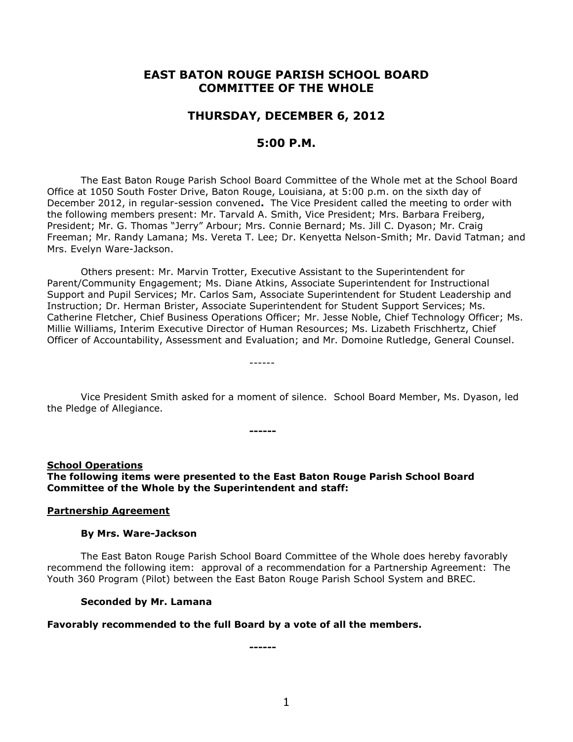# EAST BATON ROUGE PARISH SCHOOL BOARD COMMITTEE OF THE WHOLE

## THURSDAY, DECEMBER 6, 2012

## 5:00 P.M.

The East Baton Rouge Parish School Board Committee of the Whole met at the School Board Office at 1050 South Foster Drive, Baton Rouge, Louisiana, at 5:00 p.m. on the sixth day of December 2012, in regular-session convened**.** The Vice President called the meeting to order with the following members present: Mr. Tarvald A. Smith, Vice President; Mrs. Barbara Freiberg, President; Mr. G. Thomas "Jerry" Arbour; Mrs. Connie Bernard; Ms. Jill C. Dyason; Mr. Craig Freeman; Mr. Randy Lamana; Ms. Vereta T. Lee; Dr. Kenyetta Nelson-Smith; Mr. David Tatman; and Mrs. Evelyn Ware-Jackson.

Others present: Mr. Marvin Trotter, Executive Assistant to the Superintendent for Parent/Community Engagement; Ms. Diane Atkins, Associate Superintendent for Instructional Support and Pupil Services; Mr. Carlos Sam, Associate Superintendent for Student Leadership and Instruction; Dr. Herman Brister, Associate Superintendent for Student Support Services; Ms. Catherine Fletcher, Chief Business Operations Officer; Mr. Jesse Noble, Chief Technology Officer; Ms. Millie Williams, Interim Executive Director of Human Resources; Ms. Lizabeth Frischhertz, Chief Officer of Accountability, Assessment and Evaluation; and Mr. Domoine Rutledge, General Counsel.

------

Vice President Smith asked for a moment of silence. School Board Member, Ms. Dyason, led the Pledge of Allegiance.

**------**

**School Operations**

**The following items were presented to the East Baton Rouge Parish School Board Committee of the Whole by the Superintendent and staff:**

**Partnership Agreement**

**By Mrs. Ware-Jackson**

The East Baton Rouge Parish School Board Committee of the Whole does hereby favorably recommend the following item: approval of a recommendation for a Partnership Agreement: The Youth 360 Program (Pilot) between the East Baton Rouge Parish School System and BREC.

**Seconded by Mr. Lamana**

**Favorably recommended to the full Board by a vote of all the members.**

**------**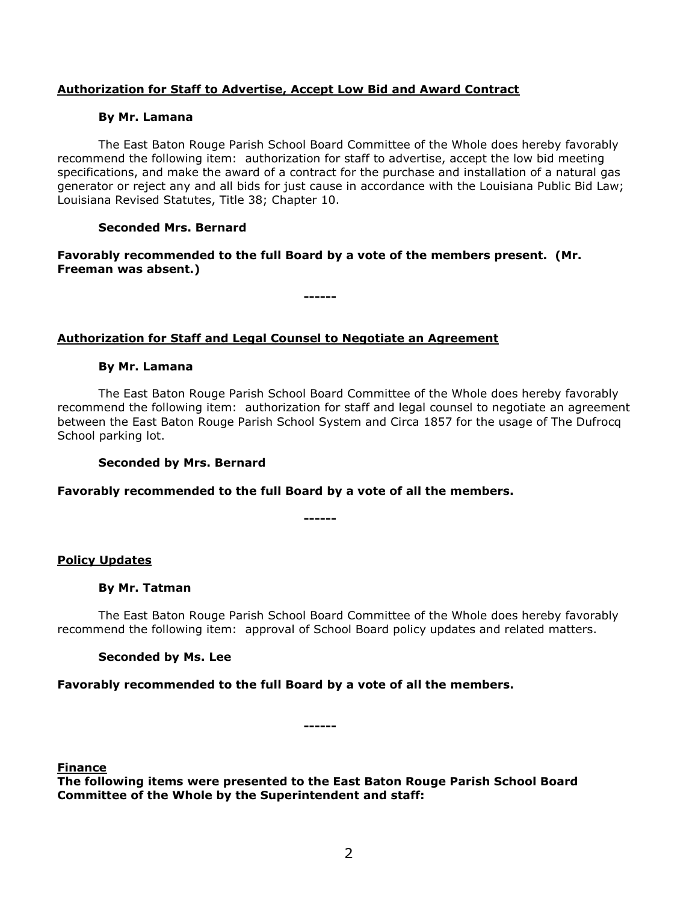**Authorization for Staff to Advertise, Accept Low Bid and Award Contract**

**By Mr. Lamana**

The East Baton Rouge Parish School Board Committee of the Whole does hereby favorably recommend the following item: authorization for staff to advertise, accept the low bid meeting specifications, and make the award of a contract for the purchase and installation of a natural gas generator or reject any and all bids for just cause in accordance with the Louisiana Public Bid Law; Louisiana Revised Statutes, Title 38; Chapter 10.

**Seconded Mrs. Bernard**

**Favorably recommended to the full Board by a vote of the members present. (Mr. Freeman was absent.)**

**------**

**Authorization for Staff and Legal Counsel to Negotiate an Agreement**

**By Mr. Lamana**

The East Baton Rouge Parish School Board Committee of the Whole does hereby favorably recommend the following item: authorization for staff and legal counsel to negotiate an agreement between the East Baton Rouge Parish School System and Circa 1857 for the usage of The Dufrocq School parking lot.

**Seconded by Mrs. Bernard**

**Favorably recommended to the full Board by a vote of all the members.**

**------**

**Policy Updates**

**By Mr. Tatman**

The East Baton Rouge Parish School Board Committee of the Whole does hereby favorably recommend the following item: approval of School Board policy updates and related matters.

**Seconded by Ms. Lee**

**Favorably recommended to the full Board by a vote of all the members.**

**------**

**Finance**

**The following items were presented to the East Baton Rouge Parish School Board Committee of the Whole by the Superintendent and staff:**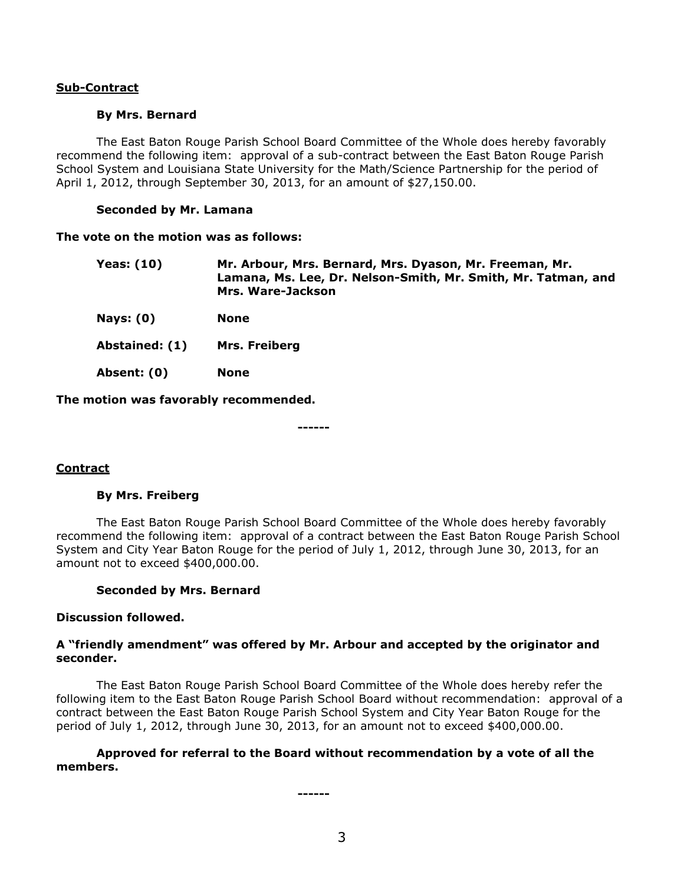**Sub-Contract**

**By Mrs. Bernard**

The East Baton Rouge Parish School Board Committee of the Whole does hereby favorably recommend the following item: approval of a sub-contract between the East Baton Rouge Parish School System and Louisiana State University for the Math/Science Partnership for the period of April 1, 2012, through September 30, 2013, for an amount of $27,150.00.

**Seconded by Mr. Lamana**

**The vote on the motion was as follows:**

| | |
|---|---|
| **Yeas: (10)** | **Mr. Arbour, Mrs. Bernard, Mrs. Dyason, Mr. Freeman, Mr. Lamana, Ms. Lee, Dr. Nelson-Smith, Mr. Smith, Mr. Tatman, and Mrs. Ware-Jackson** |
| **Nays: (0)** | **None** |
| **Abstained: (1)** | **Mrs. Freiberg** |
| **Absent: (0)** | **None** |

**The motion was favorably recommended.**

------

**Contract**

**By Mrs. Freiberg**

The East Baton Rouge Parish School Board Committee of the Whole does hereby favorably recommend the following item: approval of a contract between the East Baton Rouge Parish School System and City Year Baton Rouge for the period of July 1, 2012, through June 30, 2013, for an amount not to exceed $400,000.00.

**Seconded by Mrs. Bernard**

**Discussion followed.**

**A "friendly amendment" was offered by Mr. Arbour and accepted by the originator and seconder.**

The East Baton Rouge Parish School Board Committee of the Whole does hereby refer the following item to the East Baton Rouge Parish School Board without recommendation: approval of a contract between the East Baton Rouge Parish School System and City Year Baton Rouge for the period of July 1, 2012, through June 30, 2013, for an amount not to exceed $400,000.00.

**Approved for referral to the Board without recommendation by a vote of all the members.**

------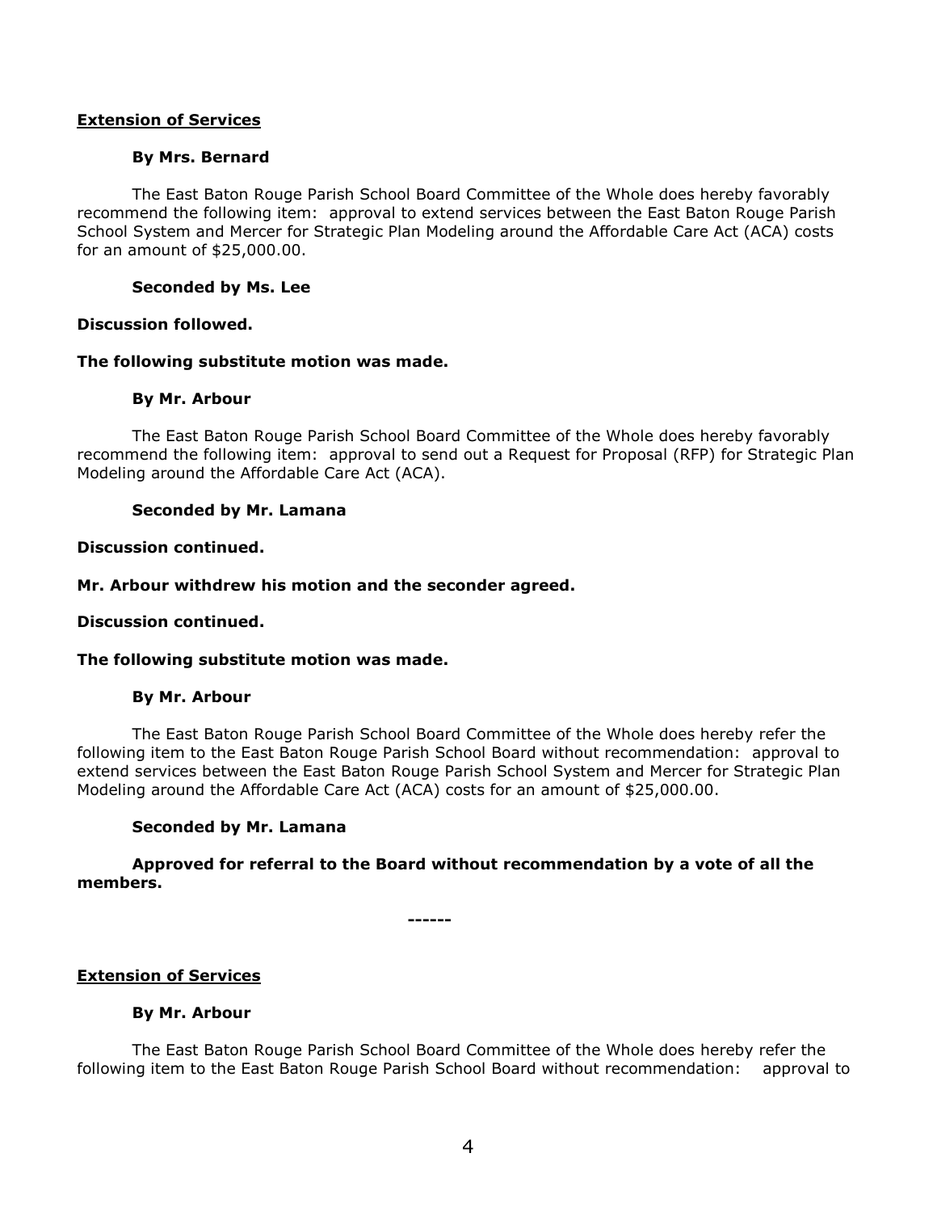**<u>Extension of Services</u>**

**By Mrs. Bernard**

The East Baton Rouge Parish School Board Committee of the Whole does hereby favorably recommend the following item: approval to extend services between the East Baton Rouge Parish School System and Mercer for Strategic Plan Modeling around the Affordable Care Act (ACA) costs for an amount of $25,000.00.

**Seconded by Ms. Lee**

**Discussion followed.**

**The following substitute motion was made.**

**By Mr. Arbour**

The East Baton Rouge Parish School Board Committee of the Whole does hereby favorably recommend the following item: approval to send out a Request for Proposal (RFP) for Strategic Plan Modeling around the Affordable Care Act (ACA).

**Seconded by Mr. Lamana**

**Discussion continued.**

**Mr. Arbour withdrew his motion and the seconder agreed.**

**Discussion continued.**

**The following substitute motion was made.**

**By Mr. Arbour**

The East Baton Rouge Parish School Board Committee of the Whole does hereby refer the following item to the East Baton Rouge Parish School Board without recommendation: approval to extend services between the East Baton Rouge Parish School System and Mercer for Strategic Plan Modeling around the Affordable Care Act (ACA) costs for an amount of $25,000.00.

**Seconded by Mr. Lamana**

**Approved for referral to the Board without recommendation by a vote of all the members.**

**------**

**<u>Extension of Services</u>**

**By Mr. Arbour**

The East Baton Rouge Parish School Board Committee of the Whole does hereby refer the following item to the East Baton Rouge Parish School Board without recommendation: approval to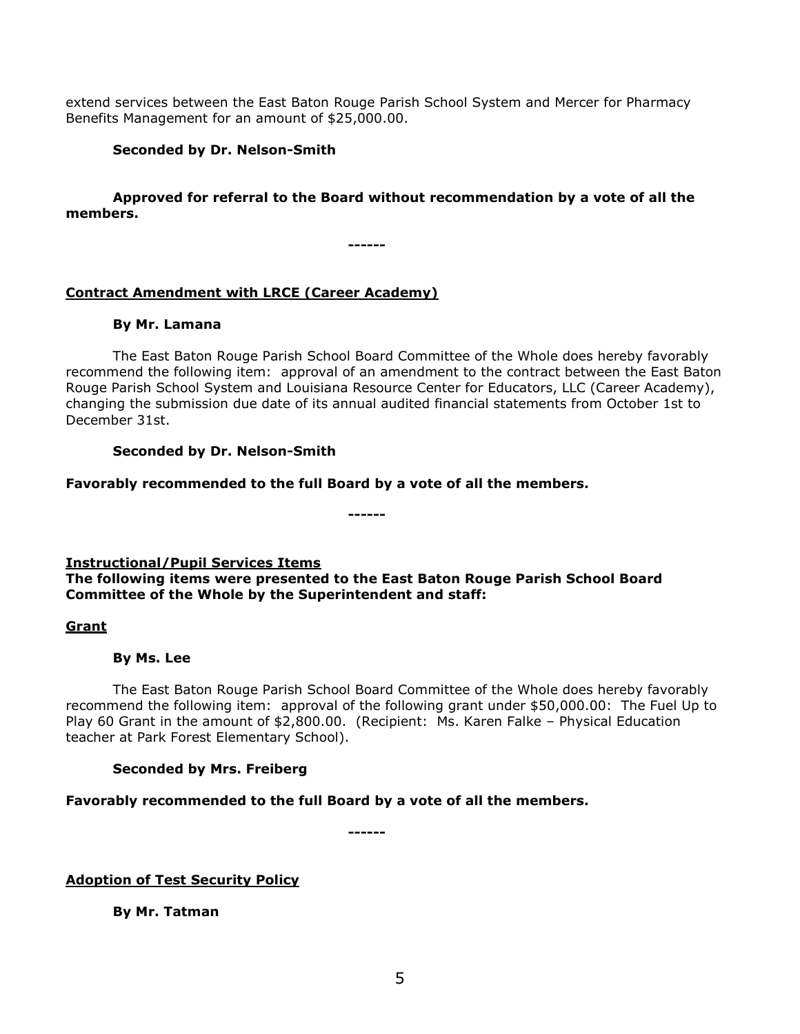extend services between the East Baton Rouge Parish School System and Mercer for Pharmacy Benefits Management for an amount of $25,000.00.

**Seconded by Dr. Nelson-Smith**

**Approved for referral to the Board without recommendation by a vote of all the members.**

**------**

**Contract Amendment with LRCE (Career Academy)**

**By Mr. Lamana**

The East Baton Rouge Parish School Board Committee of the Whole does hereby favorably recommend the following item: approval of an amendment to the contract between the East Baton Rouge Parish School System and Louisiana Resource Center for Educators, LLC (Career Academy), changing the submission due date of its annual audited financial statements from October 1st to December 31st.

**Seconded by Dr. Nelson-Smith**

**Favorably recommended to the full Board by a vote of all the members.**

**------**

**Instructional/Pupil Services Items**
**The following items were presented to the East Baton Rouge Parish School Board Committee of the Whole by the Superintendent and staff:**

**Grant**

**By Ms. Lee**

The East Baton Rouge Parish School Board Committee of the Whole does hereby favorably recommend the following item: approval of the following grant under $50,000.00: The Fuel Up to Play 60 Grant in the amount of $2,800.00. (Recipient: Ms. Karen Falke – Physical Education teacher at Park Forest Elementary School).

**Seconded by Mrs. Freiberg**

**Favorably recommended to the full Board by a vote of all the members.**

**------**

**Adoption of Test Security Policy**

**By Mr. Tatman**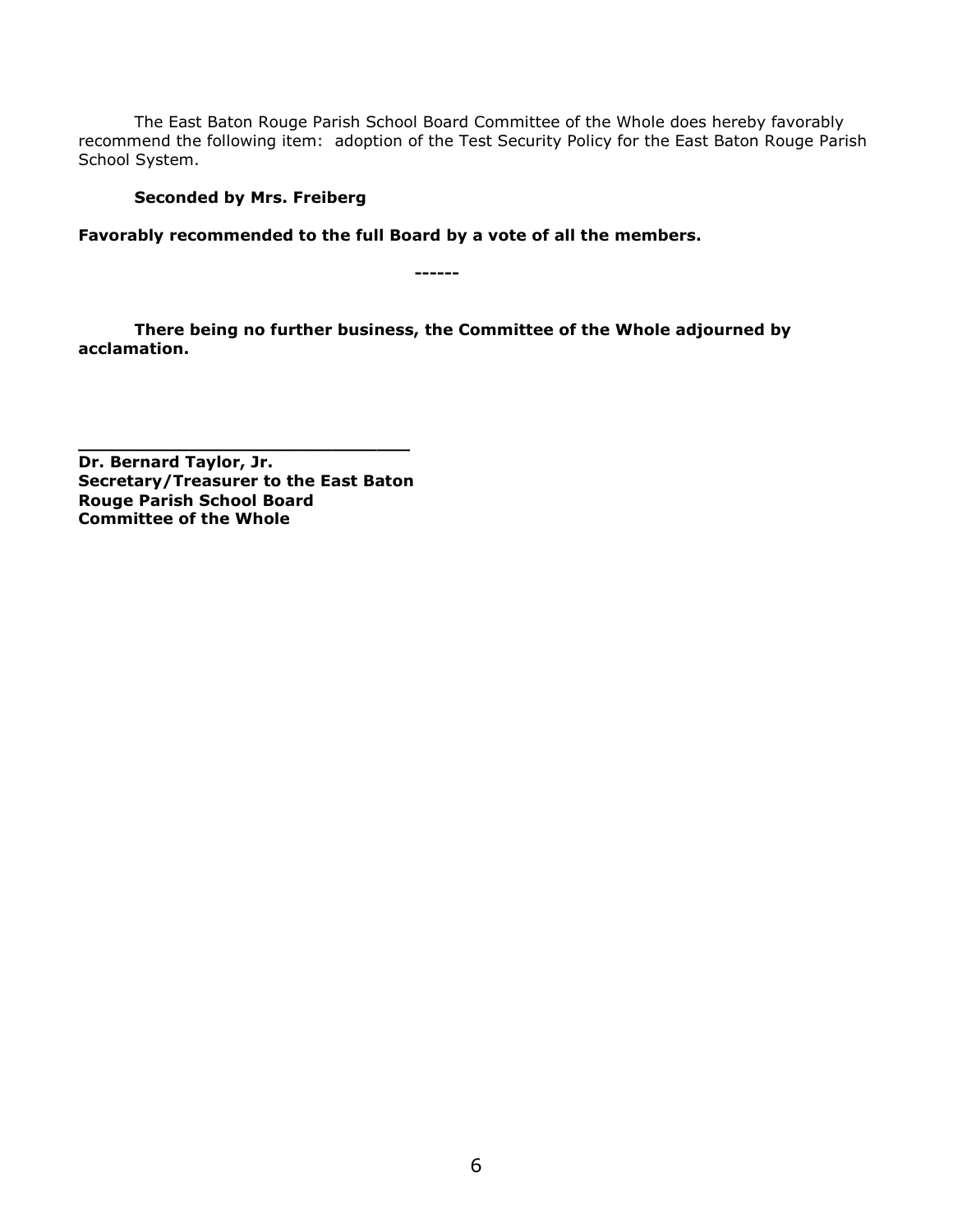The East Baton Rouge Parish School Board Committee of the Whole does hereby favorably recommend the following item: adoption of the Test Security Policy for the East Baton Rouge Parish School System.

**Seconded by Mrs. Freiberg**

**Favorably recommended to the full Board by a vote of all the members.**

**------**

**There being no further business, the Committee of the Whole adjourned by acclamation.**

**_______________________________**
**Dr. Bernard Taylor, Jr.**
**Secretary/Treasurer to the East Baton Rouge Parish School Board Committee of the Whole**